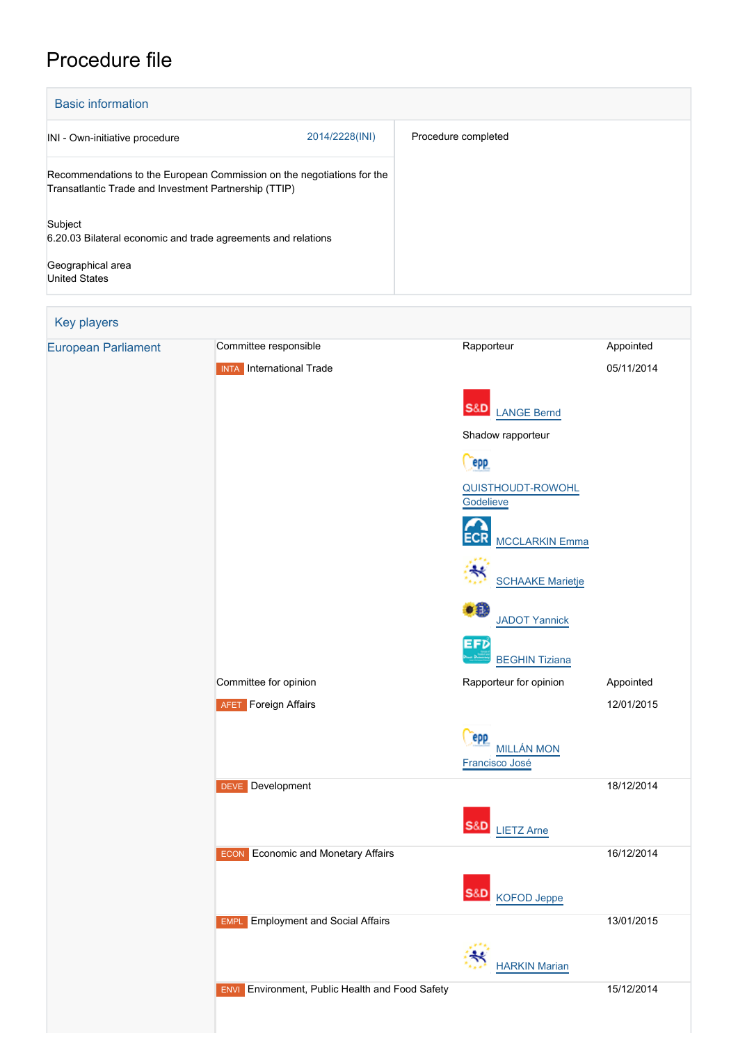# Procedure file

## Basic information

| | |
|---|---|
| INI - Own-initiative procedure 2014/2228(INI) | Procedure completed |
| Recommendations to the European Commission on the negotiations for the Transatlantic Trade and Investment Partnership (TTIP) | |
| Subject<br>6.20.03 Bilateral economic and trade agreements and relations | |
| Geographical area<br>United States | |

## Key players

| European Parliament | Committee responsible | Rapporteur | Appointed |
|---|---|---|---|
| | INTA International Trade | | 05/11/2014 |
| | | S&D LANGE Bernd | |
| | | Shadow rapporteur | |
| | | EPP QUISTHOUDT-ROWOHL Godelieve | |
| | | ECR MCCLARKIN Emma | |
| | | ALDE SCHAAKE Marietje | |
| | | Verts/ALE JADOT Yannick | |
| | | EFD BEGHIN Tiziana | |
| | Committee for opinion | Rapporteur for opinion | Appointed |
| | AFET Foreign Affairs | | 12/01/2015 |
| | | EPP MILLÁN MON Francisco José | |
| | DEVE Development | | 18/12/2014 |
| | | S&D LIETZ Arne | |
| | ECON Economic and Monetary Affairs | | 16/12/2014 |
| | | S&D KOFOD Jeppe | |
| | EMPL Employment and Social Affairs | | 13/01/2015 |
| | | ALDE HARKIN Marian | |
| | ENVI Environment, Public Health and Food Safety | | 15/12/2014 |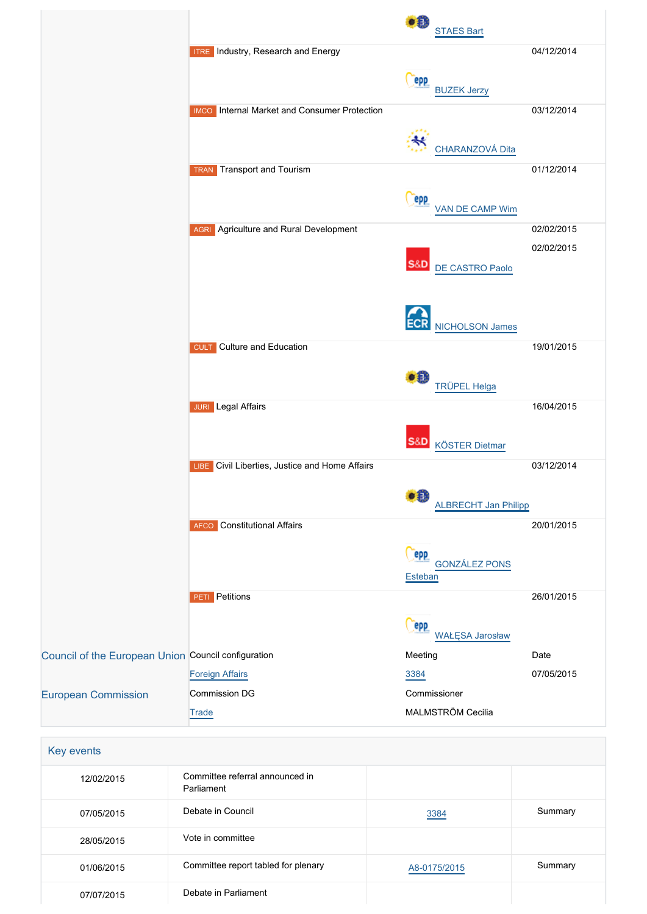| | Committee | Rapporteur | Date |
|---|---|---|---|
| | | STAES Bart | |
| | ITRE Industry, Research and Energy | BUZEK Jerzy | 04/12/2014 |
| | IMCO Internal Market and Consumer Protection | CHARANZOVÁ Dita | 03/12/2014 |
| | TRAN Transport and Tourism | VAN DE CAMP Wim | 01/12/2014 |
| | AGRI Agriculture and Rural Development | DE CASTRO Paolo<br>NICHOLSON James | 02/02/2015<br>02/02/2015 |
| | CULT Culture and Education | TRÜPEL Helga | 19/01/2015 |
| | JURI Legal Affairs | KÖSTER Dietmar | 16/04/2015 |
| | LIBE Civil Liberties, Justice and Home Affairs | ALBRECHT Jan Philipp | 03/12/2014 |
| | AFCO Constitutional Affairs | GONZÁLEZ PONS Esteban | 20/01/2015 |
| | PETI Petitions | WAŁĘSA Jarosław | 26/01/2015 |
| Council of the European Union | Council configuration | Meeting | Date |
| | Foreign Affairs | 3384 | 07/05/2015 |
| European Commission | Commission DG | Commissioner | |
| | Trade | MALMSTRÖM Cecilia | |

## Key events

| | | | |
|---|---|---|---|
| 12/02/2015 | Committee referral announced in Parliament | | |
| 07/05/2015 | Debate in Council | 3384 | Summary |
| 28/05/2015 | Vote in committee | | |
| 01/06/2015 | Committee report tabled for plenary | A8-0175/2015 | Summary |
| 07/07/2015 | Debate in Parliament | | |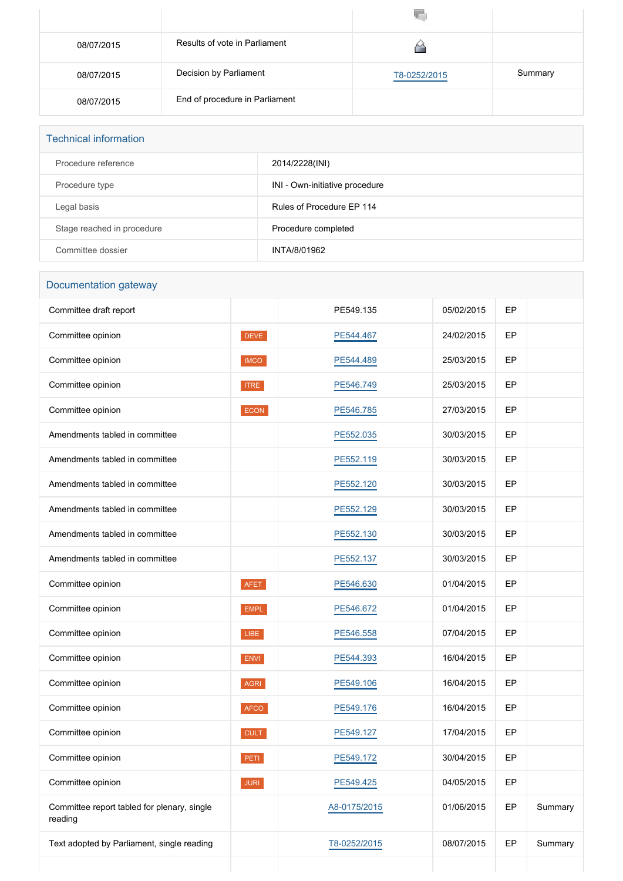| | | | |
|---|---|---|---|
| | | | |
| 08/07/2015 | Results of vote in Parliament | | |
| 08/07/2015 | Decision by Parliament | T8-0252/2015 | Summary |
| 08/07/2015 | End of procedure in Parliament | | |

## Technical information

| | |
|---|---|
| Procedure reference | 2014/2228(INI) |
| Procedure type | INI - Own-initiative procedure |
| Legal basis | Rules of Procedure EP 114 |
| Stage reached in procedure | Procedure completed |
| Committee dossier | INTA/8/01962 |

## Documentation gateway

| | | | | | |
|---|---|---|---|---|---|
| Committee draft report | | PE549.135 | 05/02/2015 | EP | |
| Committee opinion | DEVE | PE544.467 | 24/02/2015 | EP | |
| Committee opinion | IMCO | PE544.489 | 25/03/2015 | EP | |
| Committee opinion | ITRE | PE546.749 | 25/03/2015 | EP | |
| Committee opinion | ECON | PE546.785 | 27/03/2015 | EP | |
| Amendments tabled in committee | | PE552.035 | 30/03/2015 | EP | |
| Amendments tabled in committee | | PE552.119 | 30/03/2015 | EP | |
| Amendments tabled in committee | | PE552.120 | 30/03/2015 | EP | |
| Amendments tabled in committee | | PE552.129 | 30/03/2015 | EP | |
| Amendments tabled in committee | | PE552.130 | 30/03/2015 | EP | |
| Amendments tabled in committee | | PE552.137 | 30/03/2015 | EP | |
| Committee opinion | AFET | PE546.630 | 01/04/2015 | EP | |
| Committee opinion | EMPL | PE546.672 | 01/04/2015 | EP | |
| Committee opinion | LIBE | PE546.558 | 07/04/2015 | EP | |
| Committee opinion | ENVI | PE544.393 | 16/04/2015 | EP | |
| Committee opinion | AGRI | PE549.106 | 16/04/2015 | EP | |
| Committee opinion | AFCO | PE549.176 | 16/04/2015 | EP | |
| Committee opinion | CULT | PE549.127 | 17/04/2015 | EP | |
| Committee opinion | PETI | PE549.172 | 30/04/2015 | EP | |
| Committee opinion | JURI | PE549.425 | 04/05/2015 | EP | |
| Committee report tabled for plenary, single reading | | A8-0175/2015 | 01/06/2015 | EP | Summary |
| Text adopted by Parliament, single reading | | T8-0252/2015 | 08/07/2015 | EP | Summary |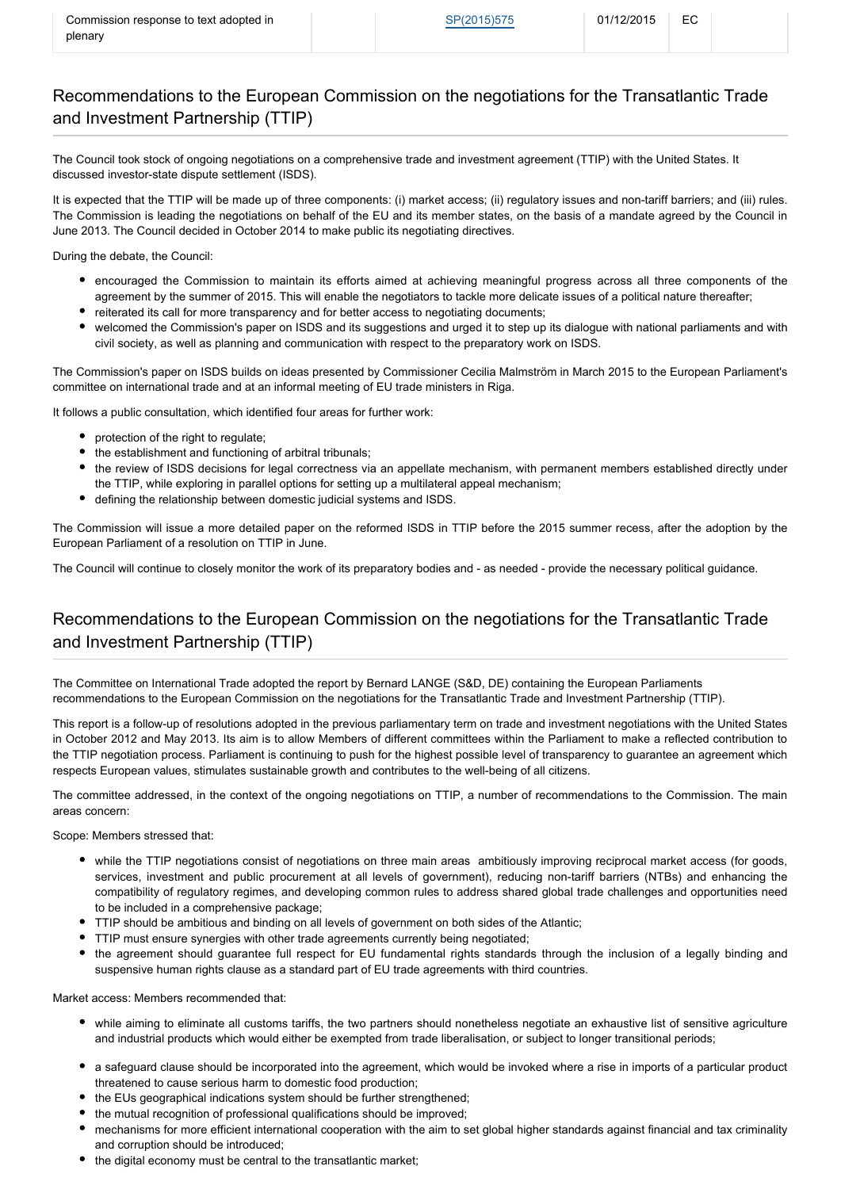| Commission response to text adopted in plenary | | SP(2015)575 | 01/12/2015 | EC | |
|---|---|---|---|---|---|

## Recommendations to the European Commission on the negotiations for the Transatlantic Trade and Investment Partnership (TTIP)

The Council took stock of ongoing negotiations on a comprehensive trade and investment agreement (TTIP) with the United States. It discussed investor-state dispute settlement (ISDS).

It is expected that the TTIP will be made up of three components: (i) market access; (ii) regulatory issues and non-tariff barriers; and (iii) rules. The Commission is leading the negotiations on behalf of the EU and its member states, on the basis of a mandate agreed by the Council in June 2013. The Council decided in October 2014 to make public its negotiating directives.

During the debate, the Council:

- encouraged the Commission to maintain its efforts aimed at achieving meaningful progress across all three components of the agreement by the summer of 2015. This will enable the negotiators to tackle more delicate issues of a political nature thereafter;
- reiterated its call for more transparency and for better access to negotiating documents;
- welcomed the Commission's paper on ISDS and its suggestions and urged it to step up its dialogue with national parliaments and with civil society, as well as planning and communication with respect to the preparatory work on ISDS.

The Commission's paper on ISDS builds on ideas presented by Commissioner Cecilia Malmström in March 2015 to the European Parliament's committee on international trade and at an informal meeting of EU trade ministers in Riga.

It follows a public consultation, which identified four areas for further work:

- protection of the right to regulate;
- the establishment and functioning of arbitral tribunals;
- the review of ISDS decisions for legal correctness via an appellate mechanism, with permanent members established directly under the TTIP, while exploring in parallel options for setting up a multilateral appeal mechanism;
- defining the relationship between domestic judicial systems and ISDS.

The Commission will issue a more detailed paper on the reformed ISDS in TTIP before the 2015 summer recess, after the adoption by the European Parliament of a resolution on TTIP in June.

The Council will continue to closely monitor the work of its preparatory bodies and - as needed - provide the necessary political guidance.

## Recommendations to the European Commission on the negotiations for the Transatlantic Trade and Investment Partnership (TTIP)

The Committee on International Trade adopted the report by Bernard LANGE (S&D, DE) containing the European Parliaments recommendations to the European Commission on the negotiations for the Transatlantic Trade and Investment Partnership (TTIP).

This report is a follow-up of resolutions adopted in the previous parliamentary term on trade and investment negotiations with the United States in October 2012 and May 2013. Its aim is to allow Members of different committees within the Parliament to make a reflected contribution to the TTIP negotiation process. Parliament is continuing to push for the highest possible level of transparency to guarantee an agreement which respects European values, stimulates sustainable growth and contributes to the well-being of all citizens.

The committee addressed, in the context of the ongoing negotiations on TTIP, a number of recommendations to the Commission. The main areas concern:

Scope: Members stressed that:

- while the TTIP negotiations consist of negotiations on three main areas ambitiously improving reciprocal market access (for goods, services, investment and public procurement at all levels of government), reducing non-tariff barriers (NTBs) and enhancing the compatibility of regulatory regimes, and developing common rules to address shared global trade challenges and opportunities need to be included in a comprehensive package;
- TTIP should be ambitious and binding on all levels of government on both sides of the Atlantic;
- TTIP must ensure synergies with other trade agreements currently being negotiated;
- the agreement should guarantee full respect for EU fundamental rights standards through the inclusion of a legally binding and suspensive human rights clause as a standard part of EU trade agreements with third countries.

Market access: Members recommended that:

- while aiming to eliminate all customs tariffs, the two partners should nonetheless negotiate an exhaustive list of sensitive agriculture and industrial products which would either be exempted from trade liberalisation, or subject to longer transitional periods;
- a safeguard clause should be incorporated into the agreement, which would be invoked where a rise in imports of a particular product threatened to cause serious harm to domestic food production;
- the EUs geographical indications system should be further strengthened;
- the mutual recognition of professional qualifications should be improved;
- mechanisms for more efficient international cooperation with the aim to set global higher standards against financial and tax criminality and corruption should be introduced;
- the digital economy must be central to the transatlantic market;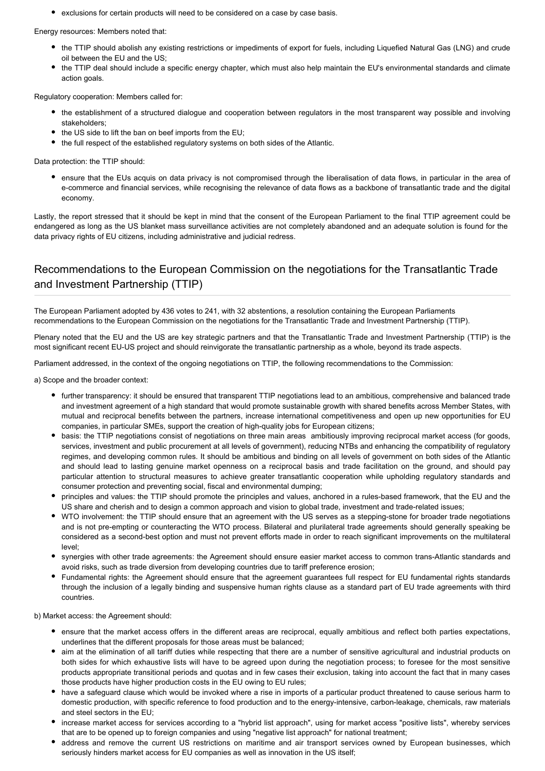- exclusions for certain products will need to be considered on a case by case basis.

Energy resources: Members noted that:

- the TTIP should abolish any existing restrictions or impediments of export for fuels, including Liquefied Natural Gas (LNG) and crude oil between the EU and the US;
- the TTIP deal should include a specific energy chapter, which must also help maintain the EU's environmental standards and climate action goals.

Regulatory cooperation: Members called for:

- the establishment of a structured dialogue and cooperation between regulators in the most transparent way possible and involving stakeholders;
- the US side to lift the ban on beef imports from the EU;
- the full respect of the established regulatory systems on both sides of the Atlantic.

Data protection: the TTIP should:

- ensure that the EUs acquis on data privacy is not compromised through the liberalisation of data flows, in particular in the area of e-commerce and financial services, while recognising the relevance of data flows as a backbone of transatlantic trade and the digital economy.

Lastly, the report stressed that it should be kept in mind that the consent of the European Parliament to the final TTIP agreement could be endangered as long as the US blanket mass surveillance activities are not completely abandoned and an adequate solution is found for the data privacy rights of EU citizens, including administrative and judicial redress.

## Recommendations to the European Commission on the negotiations for the Transatlantic Trade and Investment Partnership (TTIP)

The European Parliament adopted by 436 votes to 241, with 32 abstentions, a resolution containing the European Parliaments recommendations to the European Commission on the negotiations for the Transatlantic Trade and Investment Partnership (TTIP).

Plenary noted that the EU and the US are key strategic partners and that the Transatlantic Trade and Investment Partnership (TTIP) is the most significant recent EU-US project and should reinvigorate the transatlantic partnership as a whole, beyond its trade aspects.

Parliament addressed, in the context of the ongoing negotiations on TTIP, the following recommendations to the Commission:

a) Scope and the broader context:

- further transparency: it should be ensured that transparent TTIP negotiations lead to an ambitious, comprehensive and balanced trade and investment agreement of a high standard that would promote sustainable growth with shared benefits across Member States, with mutual and reciprocal benefits between the partners, increase international competitiveness and open up new opportunities for EU companies, in particular SMEs, support the creation of high-quality jobs for European citizens;
- basis: the TTIP negotiations consist of negotiations on three main areas  ambitiously improving reciprocal market access (for goods, services, investment and public procurement at all levels of government), reducing NTBs and enhancing the compatibility of regulatory regimes, and developing common rules. It should be ambitious and binding on all levels of government on both sides of the Atlantic and should lead to lasting genuine market openness on a reciprocal basis and trade facilitation on the ground, and should pay particular attention to structural measures to achieve greater transatlantic cooperation while upholding regulatory standards and consumer protection and preventing social, fiscal and environmental dumping;
- principles and values: the TTIP should promote the principles and values, anchored in a rules-based framework, that the EU and the US share and cherish and to design a common approach and vision to global trade, investment and trade-related issues;
- WTO involvement: the TTIP should ensure that an agreement with the US serves as a stepping-stone for broader trade negotiations and is not pre-empting or counteracting the WTO process. Bilateral and plurilateral trade agreements should generally speaking be considered as a second-best option and must not prevent efforts made in order to reach significant improvements on the multilateral level;
- synergies with other trade agreements: the Agreement should ensure easier market access to common trans-Atlantic standards and avoid risks, such as trade diversion from developing countries due to tariff preference erosion;
- Fundamental rights: the Agreement should ensure that the agreement guarantees full respect for EU fundamental rights standards through the inclusion of a legally binding and suspensive human rights clause as a standard part of EU trade agreements with third countries.

b) Market access: the Agreement should:

- ensure that the market access offers in the different areas are reciprocal, equally ambitious and reflect both parties expectations, underlines that the different proposals for those areas must be balanced;
- aim at the elimination of all tariff duties while respecting that there are a number of sensitive agricultural and industrial products on both sides for which exhaustive lists will have to be agreed upon during the negotiation process; to foresee for the most sensitive products appropriate transitional periods and quotas and in few cases their exclusion, taking into account the fact that in many cases those products have higher production costs in the EU owing to EU rules;
- have a safeguard clause which would be invoked where a rise in imports of a particular product threatened to cause serious harm to domestic production, with specific reference to food production and to the energy-intensive, carbon-leakage, chemicals, raw materials and steel sectors in the EU;
- increase market access for services according to a "hybrid list approach", using for market access "positive lists", whereby services that are to be opened up to foreign companies and using "negative list approach" for national treatment;
- address and remove the current US restrictions on maritime and air transport services owned by European businesses, which seriously hinders market access for EU companies as well as innovation in the US itself;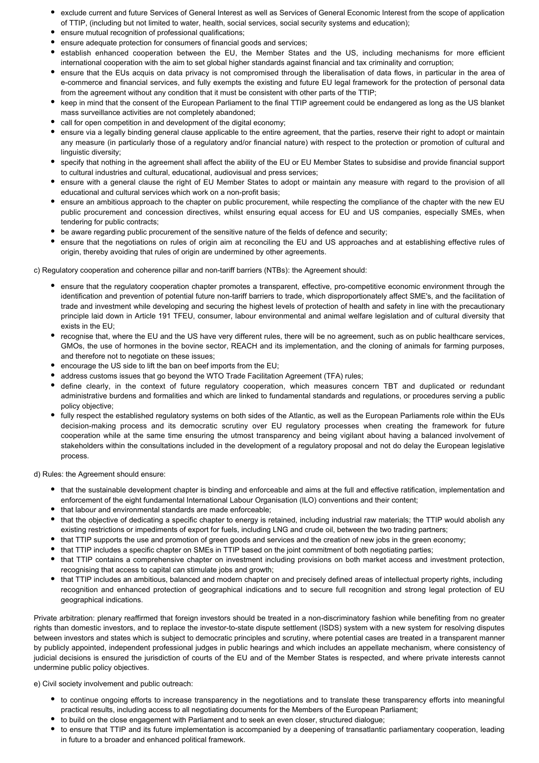- exclude current and future Services of General Interest as well as Services of General Economic Interest from the scope of application of TTIP, (including but not limited to water, health, social services, social security systems and education);
- ensure mutual recognition of professional qualifications;
- ensure adequate protection for consumers of financial goods and services;
- establish enhanced cooperation between the EU, the Member States and the US, including mechanisms for more efficient international cooperation with the aim to set global higher standards against financial and tax criminality and corruption;
- ensure that the EUs acquis on data privacy is not compromised through the liberalisation of data flows, in particular in the area of e-commerce and financial services, and fully exempts the existing and future EU legal framework for the protection of personal data from the agreement without any condition that it must be consistent with other parts of the TTIP;
- keep in mind that the consent of the European Parliament to the final TTIP agreement could be endangered as long as the US blanket mass surveillance activities are not completely abandoned;
- call for open competition in and development of the digital economy;
- ensure via a legally binding general clause applicable to the entire agreement, that the parties, reserve their right to adopt or maintain any measure (in particularly those of a regulatory and/or financial nature) with respect to the protection or promotion of cultural and linguistic diversity;
- specify that nothing in the agreement shall affect the ability of the EU or EU Member States to subsidise and provide financial support to cultural industries and cultural, educational, audiovisual and press services;
- ensure with a general clause the right of EU Member States to adopt or maintain any measure with regard to the provision of all educational and cultural services which work on a non-profit basis;
- ensure an ambitious approach to the chapter on public procurement, while respecting the compliance of the chapter with the new EU public procurement and concession directives, whilst ensuring equal access for EU and US companies, especially SMEs, when tendering for public contracts;
- be aware regarding public procurement of the sensitive nature of the fields of defence and security;
- ensure that the negotiations on rules of origin aim at reconciling the EU and US approaches and at establishing effective rules of origin, thereby avoiding that rules of origin are undermined by other agreements.

c) Regulatory cooperation and coherence pillar and non-tariff barriers (NTBs): the Agreement should:

- ensure that the regulatory cooperation chapter promotes a transparent, effective, pro-competitive economic environment through the identification and prevention of potential future non-tariff barriers to trade, which disproportionately affect SME's, and the facilitation of trade and investment while developing and securing the highest levels of protection of health and safety in line with the precautionary principle laid down in Article 191 TFEU, consumer, labour environmental and animal welfare legislation and of cultural diversity that exists in the EU;
- recognise that, where the EU and the US have very different rules, there will be no agreement, such as on public healthcare services, GMOs, the use of hormones in the bovine sector, REACH and its implementation, and the cloning of animals for farming purposes, and therefore not to negotiate on these issues;
- encourage the US side to lift the ban on beef imports from the EU;
- address customs issues that go beyond the WTO Trade Facilitation Agreement (TFA) rules;
- define clearly, in the context of future regulatory cooperation, which measures concern TBT and duplicated or redundant administrative burdens and formalities and which are linked to fundamental standards and regulations, or procedures serving a public policy objective;
- fully respect the established regulatory systems on both sides of the Atlantic, as well as the European Parliaments role within the EUs decision-making process and its democratic scrutiny over EU regulatory processes when creating the framework for future cooperation while at the same time ensuring the utmost transparency and being vigilant about having a balanced involvement of stakeholders within the consultations included in the development of a regulatory proposal and not do delay the European legislative process.

d) Rules: the Agreement should ensure:

- that the sustainable development chapter is binding and enforceable and aims at the full and effective ratification, implementation and enforcement of the eight fundamental International Labour Organisation (ILO) conventions and their content;
- that labour and environmental standards are made enforceable;
- that the objective of dedicating a specific chapter to energy is retained, including industrial raw materials; the TTIP would abolish any existing restrictions or impediments of export for fuels, including LNG and crude oil, between the two trading partners;
- that TTIP supports the use and promotion of green goods and services and the creation of new jobs in the green economy;
- that TTIP includes a specific chapter on SMEs in TTIP based on the joint commitment of both negotiating parties;
- that TTIP contains a comprehensive chapter on investment including provisions on both market access and investment protection, recognising that access to capital can stimulate jobs and growth;
- that TTIP includes an ambitious, balanced and modern chapter on and precisely defined areas of intellectual property rights, including recognition and enhanced protection of geographical indications and to secure full recognition and strong legal protection of EU geographical indications.

Private arbitration: plenary reaffirmed that foreign investors should be treated in a non-discriminatory fashion while benefiting from no greater rights than domestic investors, and to replace the investor-to-state dispute settlement (ISDS) system with a new system for resolving disputes between investors and states which is subject to democratic principles and scrutiny, where potential cases are treated in a transparent manner by publicly appointed, independent professional judges in public hearings and which includes an appellate mechanism, where consistency of judicial decisions is ensured the jurisdiction of courts of the EU and of the Member States is respected, and where private interests cannot undermine public policy objectives.

e) Civil society involvement and public outreach:

- to continue ongoing efforts to increase transparency in the negotiations and to translate these transparency efforts into meaningful practical results, including access to all negotiating documents for the Members of the European Parliament;
- to build on the close engagement with Parliament and to seek an even closer, structured dialogue;
- to ensure that TTIP and its future implementation is accompanied by a deepening of transatlantic parliamentary cooperation, leading in future to a broader and enhanced political framework.